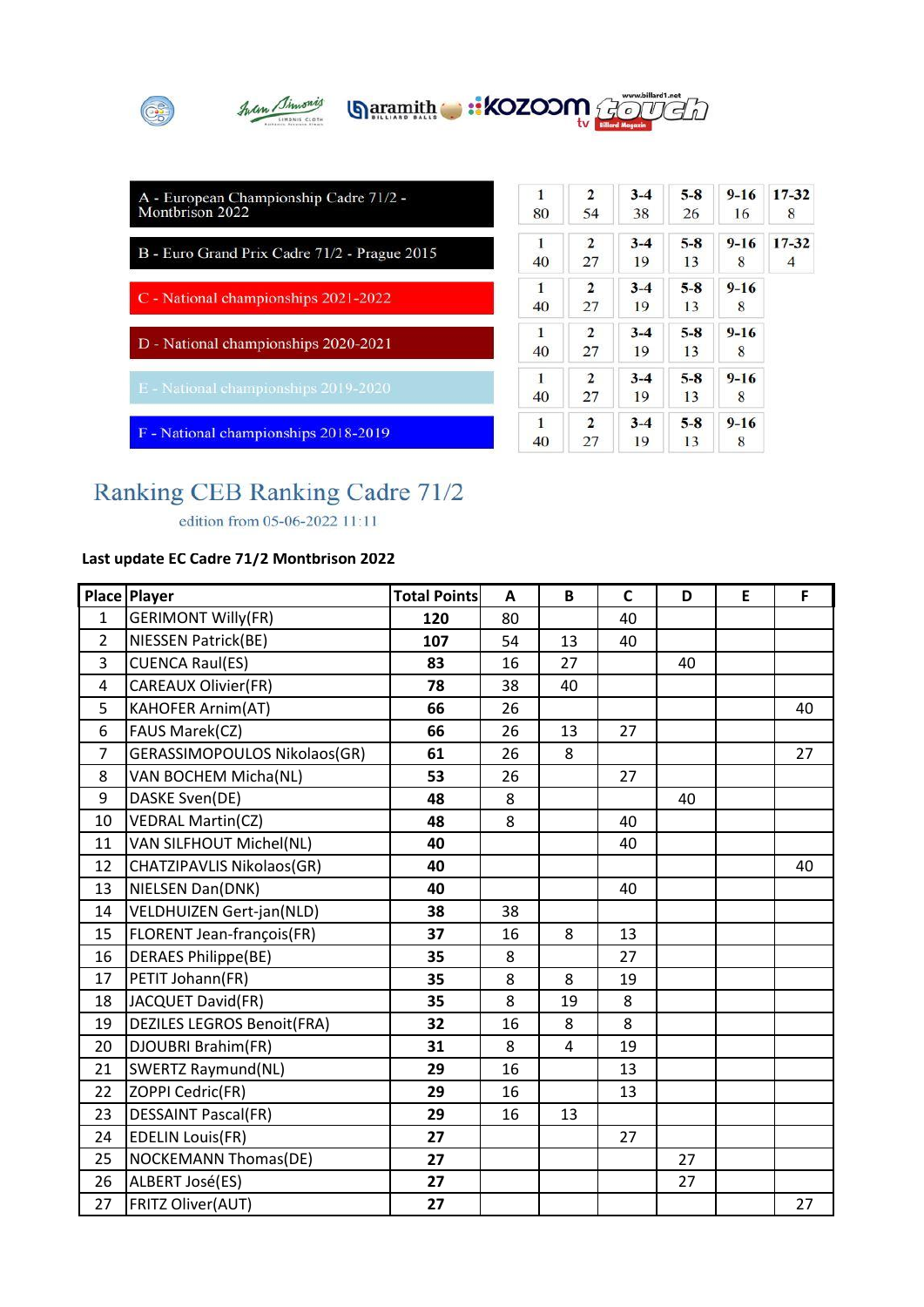| Tournament | 1 | 2 | 3-4 | 5-8 | 9-16 | 17-32 |
|---|---|---|---|---|---|---|
| A - European Championship Cadre 71/2 - Montbrison 2022 | 80 | 54 | 38 | 26 | 16 | 8 |
| B - Euro Grand Prix Cadre 71/2 - Prague 2015 | 40 | 27 | 19 | 13 | 8 | 4 |
| C - National championships 2021-2022 | 40 | 27 | 19 | 13 | 8 | |
| D - National championships 2020-2021 | 40 | 27 | 19 | 13 | 8 | |
| E - National championships 2019-2020 | 40 | 27 | 19 | 13 | 8 | |
| F - National championships 2018-2019 | 40 | 27 | 19 | 13 | 8 | |

# Ranking CEB Ranking Cadre 71/2

edition from 05-06-2022 11:11

**Last update EC Cadre 71/2 Montbrison 2022**

| Place | Player | Total Points | A | B | C | D | E | F |
|---|---|---|---|---|---|---|---|---|
| 1 | GERIMONT Willy(FR) | **120** | 80 | | 40 | | | |
| 2 | NIESSEN Patrick(BE) | **107** | 54 | 13 | 40 | | | |
| 3 | CUENCA Raul(ES) | **83** | 16 | 27 | | 40 | | |
| 4 | CAREAUX Olivier(FR) | **78** | 38 | 40 | | | | |
| 5 | KAHOFER Arnim(AT) | **66** | 26 | | | | | 40 |
| 6 | FAUS Marek(CZ) | **66** | 26 | 13 | 27 | | | |
| 7 | GERASSIMOPOULOS Nikolaos(GR) | **61** | 26 | 8 | | | | 27 |
| 8 | VAN BOCHEM Micha(NL) | **53** | 26 | | 27 | | | |
| 9 | DASKE Sven(DE) | **48** | 8 | | | 40 | | |
| 10 | VEDRAL Martin(CZ) | **48** | 8 | | 40 | | | |
| 11 | VAN SILFHOUT Michel(NL) | **40** | | | 40 | | | |
| 12 | CHATZIPAVLIS Nikolaos(GR) | **40** | | | | | | 40 |
| 13 | NIELSEN Dan(DNK) | **40** | | | 40 | | | |
| 14 | VELDHUIZEN Gert-jan(NLD) | **38** | 38 | | | | | |
| 15 | FLORENT Jean-françois(FR) | **37** | 16 | 8 | 13 | | | |
| 16 | DERAES Philippe(BE) | **35** | 8 | | 27 | | | |
| 17 | PETIT Johann(FR) | **35** | 8 | 8 | 19 | | | |
| 18 | JACQUET David(FR) | **35** | 8 | 19 | 8 | | | |
| 19 | DEZILES LEGROS Benoit(FRA) | **32** | 16 | 8 | 8 | | | |
| 20 | DJOUBRI Brahim(FR) | **31** | 8 | 4 | 19 | | | |
| 21 | SWERTZ Raymund(NL) | **29** | 16 | | 13 | | | |
| 22 | ZOPPI Cedric(FR) | **29** | 16 | | 13 | | | |
| 23 | DESSAINT Pascal(FR) | **29** | 16 | 13 | | | | |
| 24 | EDELIN Louis(FR) | **27** | | | 27 | | | |
| 25 | NOCKEMANN Thomas(DE) | **27** | | | | 27 | | |
| 26 | ALBERT José(ES) | **27** | | | | 27 | | |
| 27 | FRITZ Oliver(AUT) | **27** | | | | | | 27 |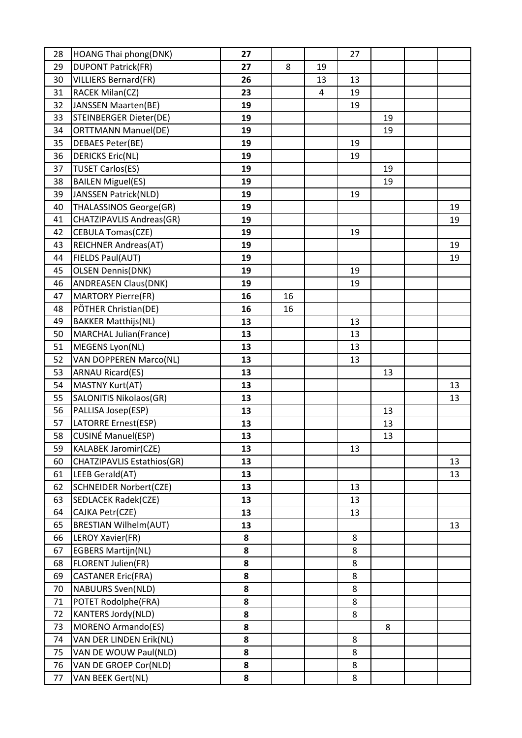| | | | | | | | | |
|---|---|---|---|---|---|---|---|---|
| 28 | HOANG Thai phong(DNK) | **27** | | | 27 | | | |
| 29 | DUPONT Patrick(FR) | **27** | 8 | 19 | | | | |
| 30 | VILLIERS Bernard(FR) | **26** | | 13 | 13 | | | |
| 31 | RACEK Milan(CZ) | **23** | | 4 | 19 | | | |
| 32 | JANSSEN Maarten(BE) | **19** | | | 19 | | | |
| 33 | STEINBERGER Dieter(DE) | **19** | | | | 19 | | |
| 34 | ORTTMANN Manuel(DE) | **19** | | | | 19 | | |
| 35 | DEBAES Peter(BE) | **19** | | | 19 | | | |
| 36 | DERICKS Eric(NL) | **19** | | | 19 | | | |
| 37 | TUSET Carlos(ES) | **19** | | | | 19 | | |
| 38 | BAILEN Miguel(ES) | **19** | | | | 19 | | |
| 39 | JANSSEN Patrick(NLD) | **19** | | | 19 | | | |
| 40 | THALASSINOS George(GR) | **19** | | | | | | 19 |
| 41 | CHATZIPAVLIS Andreas(GR) | **19** | | | | | | 19 |
| 42 | CEBULA Tomas(CZE) | **19** | | | 19 | | | |
| 43 | REICHNER Andreas(AT) | **19** | | | | | | 19 |
| 44 | FIELDS Paul(AUT) | **19** | | | | | | 19 |
| 45 | OLSEN Dennis(DNK) | **19** | | | 19 | | | |
| 46 | ANDREASEN Claus(DNK) | **19** | | | 19 | | | |
| 47 | MARTORY Pierre(FR) | **16** | 16 | | | | | |
| 48 | PÖTHER Christian(DE) | **16** | 16 | | | | | |
| 49 | BAKKER Matthijs(NL) | **13** | | | 13 | | | |
| 50 | MARCHAL Julian(France) | **13** | | | 13 | | | |
| 51 | MEGENS Lyon(NL) | **13** | | | 13 | | | |
| 52 | VAN DOPPEREN Marco(NL) | **13** | | | 13 | | | |
| 53 | ARNAU Ricard(ES) | **13** | | | | 13 | | |
| 54 | MASTNY Kurt(AT) | **13** | | | | | | 13 |
| 55 | SALONITIS Nikolaos(GR) | **13** | | | | | | 13 |
| 56 | PALLISA Josep(ESP) | **13** | | | | 13 | | |
| 57 | LATORRE Ernest(ESP) | **13** | | | | 13 | | |
| 58 | CUSINÉ Manuel(ESP) | **13** | | | | 13 | | |
| 59 | KALABEK Jaromir(CZE) | **13** | | | 13 | | | |
| 60 | CHATZIPAVLIS Estathios(GR) | **13** | | | | | | 13 |
| 61 | LEEB Gerald(AT) | **13** | | | | | | 13 |
| 62 | SCHNEIDER Norbert(CZE) | **13** | | | 13 | | | |
| 63 | SEDLACEK Radek(CZE) | **13** | | | 13 | | | |
| 64 | CAJKA Petr(CZE) | **13** | | | 13 | | | |
| 65 | BRESTIAN Wilhelm(AUT) | **13** | | | | | | 13 |
| 66 | LEROY Xavier(FR) | **8** | | | 8 | | | |
| 67 | EGBERS Martijn(NL) | **8** | | | 8 | | | |
| 68 | FLORENT Julien(FR) | **8** | | | 8 | | | |
| 69 | CASTANER Eric(FRA) | **8** | | | 8 | | | |
| 70 | NABUURS Sven(NLD) | **8** | | | 8 | | | |
| 71 | POTET Rodolphe(FRA) | **8** | | | 8 | | | |
| 72 | KANTERS Jordy(NLD) | **8** | | | 8 | | | |
| 73 | MORENO Armando(ES) | **8** | | | | 8 | | |
| 74 | VAN DER LINDEN Erik(NL) | **8** | | | 8 | | | |
| 75 | VAN DE WOUW Paul(NLD) | **8** | | | 8 | | | |
| 76 | VAN DE GROEP Cor(NLD) | **8** | | | 8 | | | |
| 77 | VAN BEEK Gert(NL) | **8** | | | 8 | | | |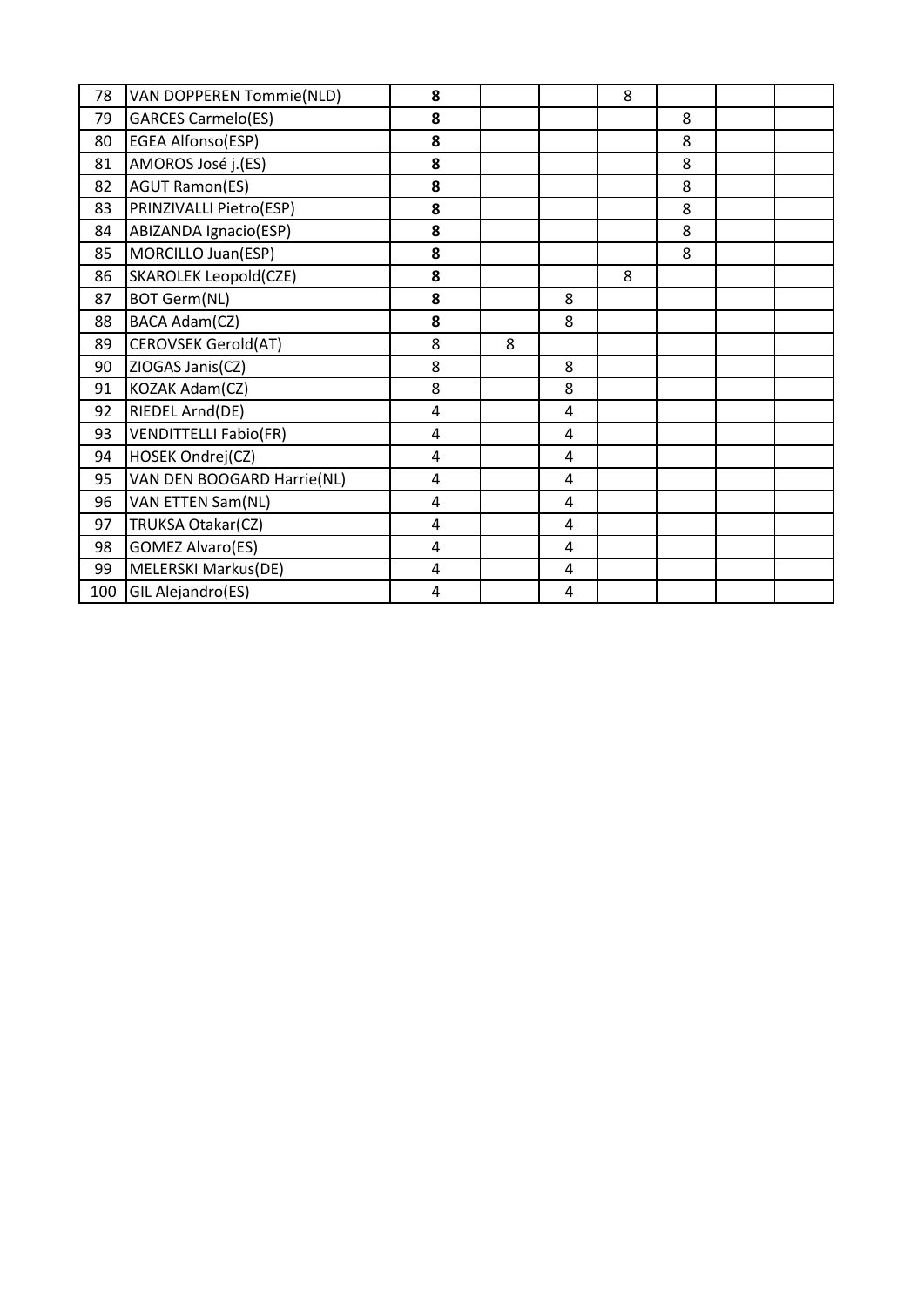| | | | | | | | | |
|---|---|---|---|---|---|---|---|---|
| 78 | VAN DOPPEREN Tommie(NLD) | **8** | | | 8 | | | |
| 79 | GARCES Carmelo(ES) | **8** | | | | 8 | | |
| 80 | EGEA Alfonso(ESP) | **8** | | | | 8 | | |
| 81 | AMOROS José j.(ES) | **8** | | | | 8 | | |
| 82 | AGUT Ramon(ES) | **8** | | | | 8 | | |
| 83 | PRINZIVALLI Pietro(ESP) | **8** | | | | 8 | | |
| 84 | ABIZANDA Ignacio(ESP) | **8** | | | | 8 | | |
| 85 | MORCILLO Juan(ESP) | **8** | | | | 8 | | |
| 86 | SKAROLEK Leopold(CZE) | **8** | | | 8 | | | |
| 87 | BOT Germ(NL) | **8** | | 8 | | | | |
| 88 | BACA Adam(CZ) | **8** | | 8 | | | | |
| 89 | CEROVSEK Gerold(AT) | 8 | 8 | | | | | |
| 90 | ZIOGAS Janis(CZ) | 8 | | 8 | | | | |
| 91 | KOZAK Adam(CZ) | 8 | | 8 | | | | |
| 92 | RIEDEL Arnd(DE) | 4 | | 4 | | | | |
| 93 | VENDITTELLI Fabio(FR) | 4 | | 4 | | | | |
| 94 | HOSEK Ondrej(CZ) | 4 | | 4 | | | | |
| 95 | VAN DEN BOOGARD Harrie(NL) | 4 | | 4 | | | | |
| 96 | VAN ETTEN Sam(NL) | 4 | | 4 | | | | |
| 97 | TRUKSA Otakar(CZ) | 4 | | 4 | | | | |
| 98 | GOMEZ Alvaro(ES) | 4 | | 4 | | | | |
| 99 | MELERSKI Markus(DE) | 4 | | 4 | | | | |
| 100 | GIL Alejandro(ES) | 4 | | 4 | | | | |